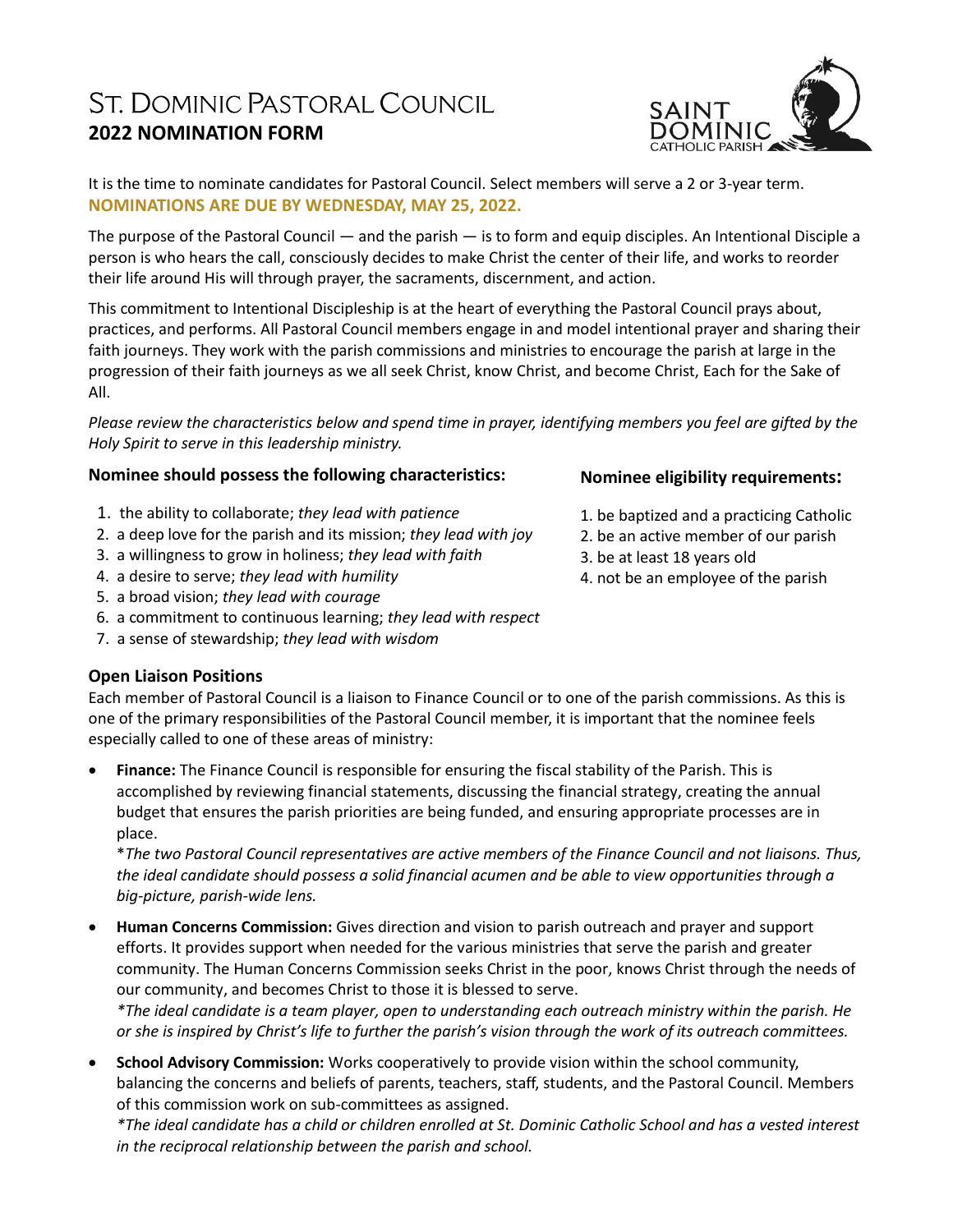# St. Dominic Pastoral Council
## 2022 NOMINATION FORM

It is the time to nominate candidates for Pastoral Council. Select members will serve a 2 or 3-year term.
**NOMINATIONS ARE DUE BY WEDNESDAY, MAY 25, 2022.**

The purpose of the Pastoral Council — and the parish — is to form and equip disciples. An Intentional Disciple a person is who hears the call, consciously decides to make Christ the center of their life, and works to reorder their life around His will through prayer, the sacraments, discernment, and action.

This commitment to Intentional Discipleship is at the heart of everything the Pastoral Council prays about, practices, and performs. All Pastoral Council members engage in and model intentional prayer and sharing their faith journeys. They work with the parish commissions and ministries to encourage the parish at large in the progression of their faith journeys as we all seek Christ, know Christ, and become Christ, Each for the Sake of All.

*Please review the characteristics below and spend time in prayer, identifying members you feel are gifted by the Holy Spirit to serve in this leadership ministry.*

### Nominee should possess the following characteristics:

1. the ability to collaborate; *they lead with patience*
2. a deep love for the parish and its mission; *they lead with joy*
3. a willingness to grow in holiness; *they lead with faith*
4. a desire to serve; *they lead with humility*
5. a broad vision; *they lead with courage*
6. a commitment to continuous learning; *they lead with respect*
7. a sense of stewardship; *they lead with wisdom*

### Nominee eligibility requirements:

1. be baptized and a practicing Catholic
2. be an active member of our parish
3. be at least 18 years old
4. not be an employee of the parish

### Open Liaison Positions

Each member of Pastoral Council is a liaison to Finance Council or to one of the parish commissions. As this is one of the primary responsibilities of the Pastoral Council member, it is important that the nominee feels especially called to one of these areas of ministry:

- **Finance:** The Finance Council is responsible for ensuring the fiscal stability of the Parish. This is accomplished by reviewing financial statements, discussing the financial strategy, creating the annual budget that ensures the parish priorities are being funded, and ensuring appropriate processes are in place.
  *\*The two Pastoral Council representatives are active members of the Finance Council and not liaisons. Thus, the ideal candidate should possess a solid financial acumen and be able to view opportunities through a big-picture, parish-wide lens.*
- **Human Concerns Commission:** Gives direction and vision to parish outreach and prayer and support efforts. It provides support when needed for the various ministries that serve the parish and greater community. The Human Concerns Commission seeks Christ in the poor, knows Christ through the needs of our community, and becomes Christ to those it is blessed to serve.
  *\*The ideal candidate is a team player, open to understanding each outreach ministry within the parish. He or she is inspired by Christ's life to further the parish's vision through the work of its outreach committees.*
- **School Advisory Commission:** Works cooperatively to provide vision within the school community, balancing the concerns and beliefs of parents, teachers, staff, students, and the Pastoral Council. Members of this commission work on sub-committees as assigned.
  *\*The ideal candidate has a child or children enrolled at St. Dominic Catholic School and has a vested interest in the reciprocal relationship between the parish and school.*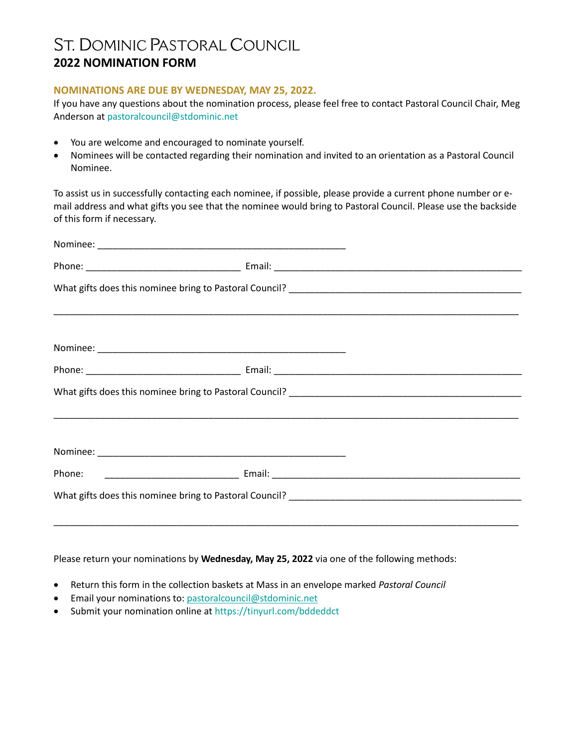# St. Dominic Pastoral Council

## 2022 NOMINATION FORM

**NOMINATIONS ARE DUE BY WEDNESDAY, MAY 25, 2022.**

If you have any questions about the nomination process, please feel free to contact Pastoral Council Chair, Meg Anderson at pastoralcouncil@stdominic.net

- You are welcome and encouraged to nominate yourself.
- Nominees will be contacted regarding their nomination and invited to an orientation as a Pastoral Council Nominee.

To assist us in successfully contacting each nominee, if possible, please provide a current phone number or e-mail address and what gifts you see that the nominee would bring to Pastoral Council. Please use the backside of this form if necessary.

Nominee: ______________________________________________

Phone: ____________________________ Email: ______________________________________________

What gifts does this nominee bring to Pastoral Council? ____________________________________________

______________________________________________________________________________________

Nominee: ______________________________________________

Phone: ____________________________ Email: ______________________________________________

What gifts does this nominee bring to Pastoral Council? ____________________________________________

______________________________________________________________________________________

Nominee: ______________________________________________

Phone: ____________________________ Email: ______________________________________________

What gifts does this nominee bring to Pastoral Council? ____________________________________________

______________________________________________________________________________________

Please return your nominations by **Wednesday, May 25, 2022** via one of the following methods:

- Return this form in the collection baskets at Mass in an envelope marked *Pastoral Council*
- Email your nominations to: pastoralcouncil@stdominic.net
- Submit your nomination online at https://tinyurl.com/bddeddct